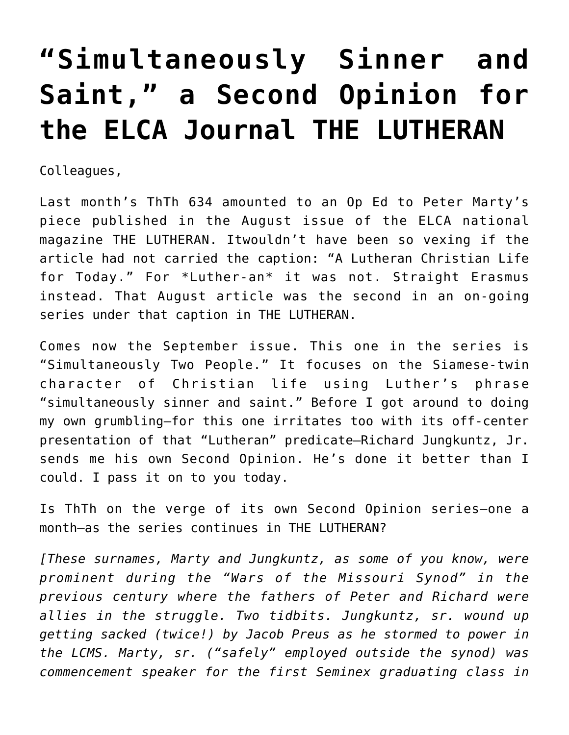# “Simultaneously Sinner and Saint,” a Second Opinion for the ELCA Journal THE LUTHERAN

Colleagues,

Last month’s ThTh 634 amounted to an Op Ed to Peter Marty’s piece published in the August issue of the ELCA national magazine THE LUTHERAN. Itwouldn’t have been so vexing if the article had not carried the caption: “A Lutheran Christian Life for Today.” For *Luther-an* it was not. Straight Erasmus instead. That August article was the second in an on-going series under that caption in THE LUTHERAN.

Comes now the September issue. This one in the series is “Simultaneously Two People.” It focuses on the Siamese-twin character of Christian life using Luther’s phrase “simultaneously sinner and saint.” Before I got around to doing my own grumbling—for this one irritates too with its off-center presentation of that “Lutheran” predicate—Richard Jungkuntz, Jr. sends me his own Second Opinion. He’s done it better than I could. I pass it on to you today.

Is ThTh on the verge of its own Second Opinion series—one a month—as the series continues in THE LUTHERAN?

*[These surnames, Marty and Jungkuntz, as some of you know, were prominent during the “Wars of the Missouri Synod” in the previous century where the fathers of Peter and Richard were allies in the struggle. Two tidbits. Jungkuntz, sr. wound up getting sacked (twice!) by Jacob Preus as he stormed to power in the LCMS. Marty, sr. (“safely” employed outside the synod) was commencement speaker for the first Seminex graduating class in*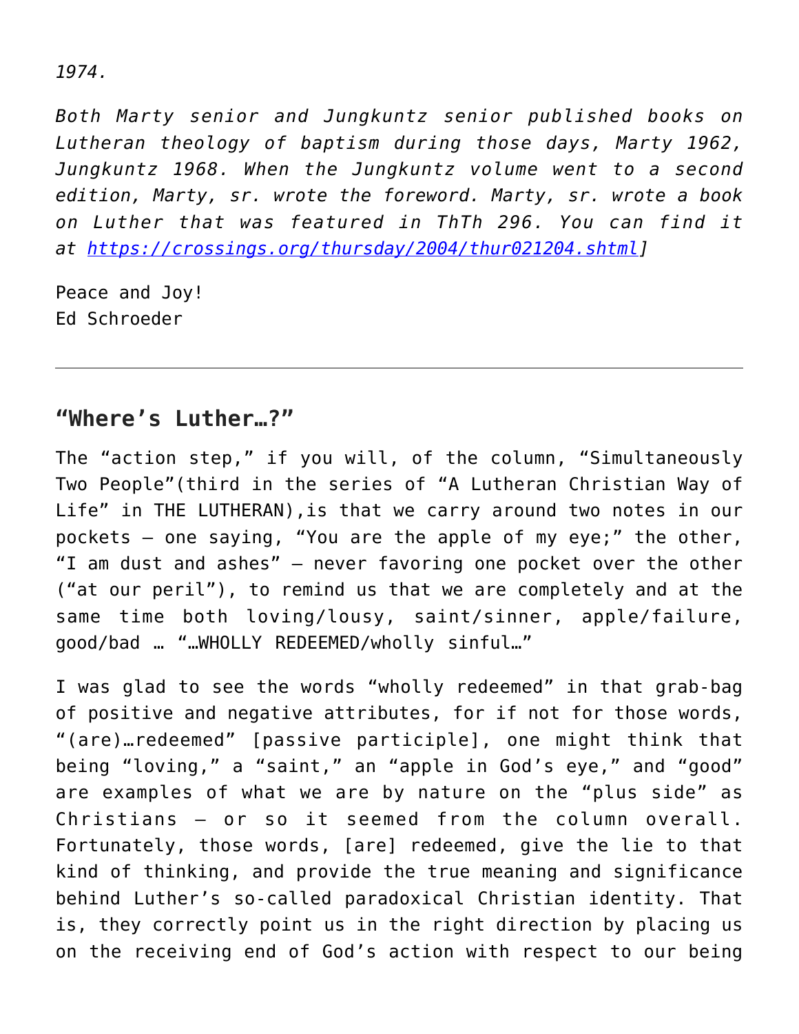*1974.*

*Both Marty senior and Jungkuntz senior published books on Lutheran theology of baptism during those days, Marty 1962, Jungkuntz 1968. When the Jungkuntz volume went to a second edition, Marty, sr. wrote the foreword. Marty, sr. wrote a book on Luther that was featured in ThTh 296. You can find it at [https://crossings.org/thursday/2004/thur021204.shtml](https://crossings.org/thursday/2004/thur021204.shtml)]*

Peace and Joy!
Ed Schroeder

---

## "Where's Luther…?"

The "action step," if you will, of the column, "Simultaneously Two People"(third in the series of "A Lutheran Christian Way of Life" in THE LUTHERAN),is that we carry around two notes in our pockets – one saying, "You are the apple of my eye;" the other, "I am dust and ashes" – never favoring one pocket over the other ("at our peril"), to remind us that we are completely and at the same time both loving/lousy, saint/sinner, apple/failure, good/bad … "…WHOLLY REDEEMED/wholly sinful…"

I was glad to see the words "wholly redeemed" in that grab-bag of positive and negative attributes, for if not for those words, "(are)…redeemed" [passive participle], one might think that being "loving," a "saint," an "apple in God's eye," and "good" are examples of what we are by nature on the "plus side" as Christians – or so it seemed from the column overall. Fortunately, those words, [are] redeemed, give the lie to that kind of thinking, and provide the true meaning and significance behind Luther's so-called paradoxical Christian identity. That is, they correctly point us in the right direction by placing us on the receiving end of God's action with respect to our being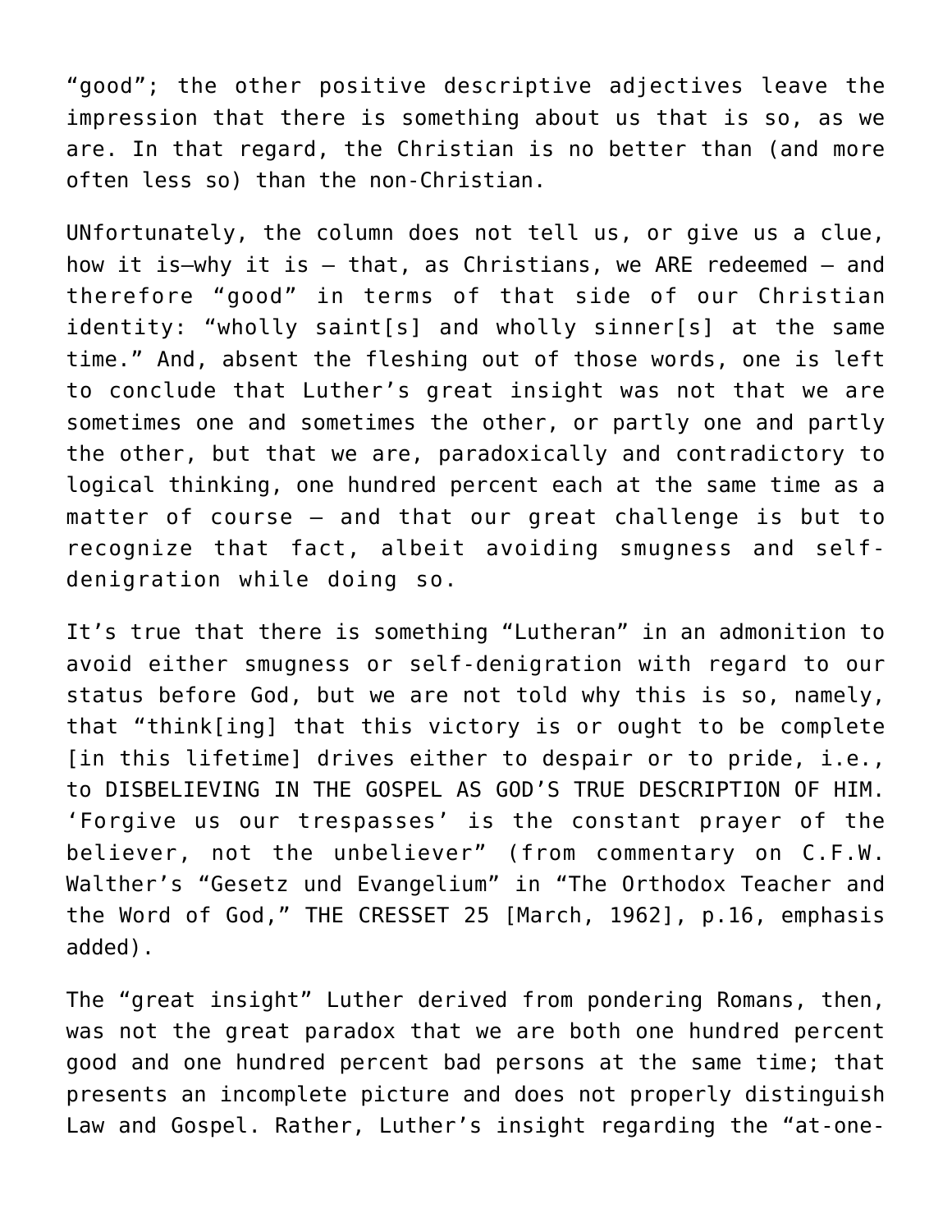"good"; the other positive descriptive adjectives leave the impression that there is something about us that is so, as we are. In that regard, the Christian is no better than (and more often less so) than the non-Christian.

UNfortunately, the column does not tell us, or give us a clue, how it is—why it is – that, as Christians, we ARE redeemed – and therefore "good" in terms of that side of our Christian identity: "wholly saint[s] and wholly sinner[s] at the same time." And, absent the fleshing out of those words, one is left to conclude that Luther's great insight was not that we are sometimes one and sometimes the other, or partly one and partly the other, but that we are, paradoxically and contradictory to logical thinking, one hundred percent each at the same time as a matter of course – and that our great challenge is but to recognize that fact, albeit avoiding smugness and self-denigration while doing so.

It's true that there is something "Lutheran" in an admonition to avoid either smugness or self-denigration with regard to our status before God, but we are not told why this is so, namely, that "think[ing] that this victory is or ought to be complete [in this lifetime] drives either to despair or to pride, i.e., to DISBELIEVING IN THE GOSPEL AS GOD'S TRUE DESCRIPTION OF HIM. 'Forgive us our trespasses' is the constant prayer of the believer, not the unbeliever" (from commentary on C.F.W. Walther's "Gesetz und Evangelium" in "The Orthodox Teacher and the Word of God," THE CRESSET 25 [March, 1962], p.16, emphasis added).

The "great insight" Luther derived from pondering Romans, then, was not the great paradox that we are both one hundred percent good and one hundred percent bad persons at the same time; that presents an incomplete picture and does not properly distinguish Law and Gospel. Rather, Luther's insight regarding the "at-one-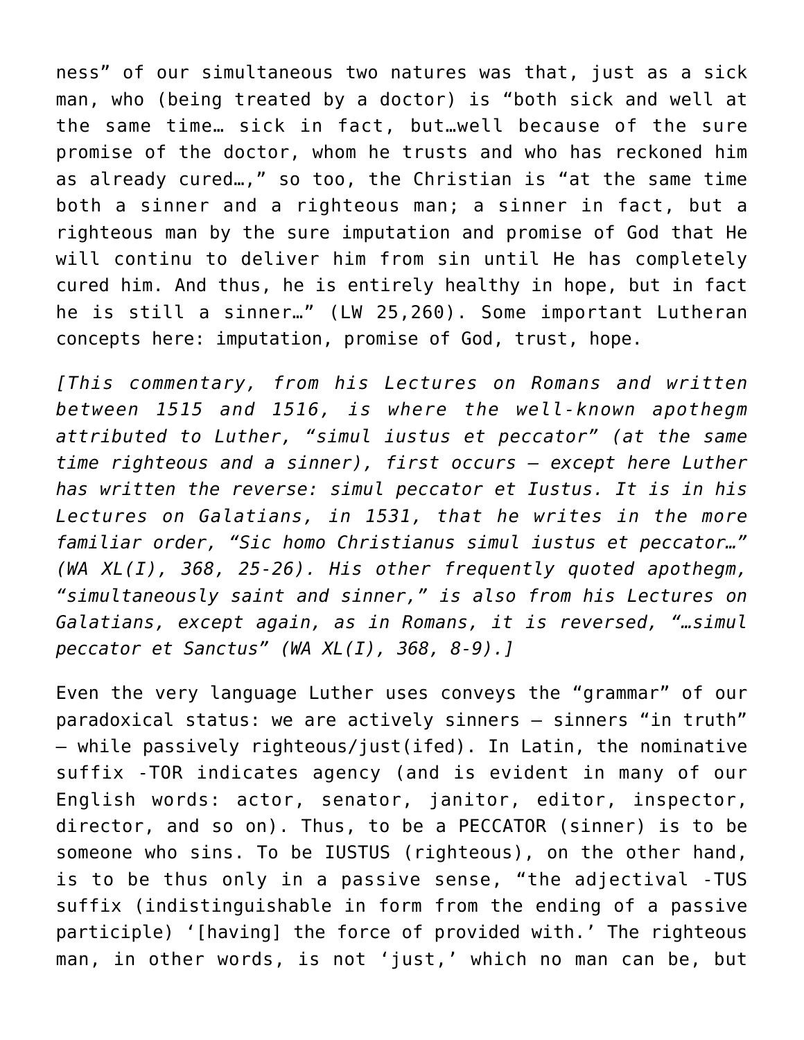ness" of our simultaneous two natures was that, just as a sick man, who (being treated by a doctor) is "both sick and well at the same time… sick in fact, but…well because of the sure promise of the doctor, whom he trusts and who has reckoned him as already cured…," so too, the Christian is "at the same time both a sinner and a righteous man; a sinner in fact, but a righteous man by the sure imputation and promise of God that He will continu to deliver him from sin until He has completely cured him. And thus, he is entirely healthy in hope, but in fact he is still a sinner…" (LW 25,260). Some important Lutheran concepts here: imputation, promise of God, trust, hope.

*[This commentary, from his Lectures on Romans and written between 1515 and 1516, is where the well-known apothegm attributed to Luther, "simul iustus et peccator" (at the same time righteous and a sinner), first occurs – except here Luther has written the reverse: simul peccator et Iustus. It is in his Lectures on Galatians, in 1531, that he writes in the more familiar order, "Sic homo Christianus simul iustus et peccator…" (WA XL(I), 368, 25-26). His other frequently quoted apothegm, "simultaneously saint and sinner," is also from his Lectures on Galatians, except again, as in Romans, it is reversed, "…simul peccator et Sanctus" (WA XL(I), 368, 8-9).]*

Even the very language Luther uses conveys the "grammar" of our paradoxical status: we are actively sinners – sinners "in truth" – while passively righteous/just(ifed). In Latin, the nominative suffix -TOR indicates agency (and is evident in many of our English words: actor, senator, janitor, editor, inspector, director, and so on). Thus, to be a PECCATOR (sinner) is to be someone who sins. To be IUSTUS (righteous), on the other hand, is to be thus only in a passive sense, "the adjectival -TUS suffix (indistinguishable in form from the ending of a passive participle) '[having] the force of provided with.' The righteous man, in other words, is not 'just,' which no man can be, but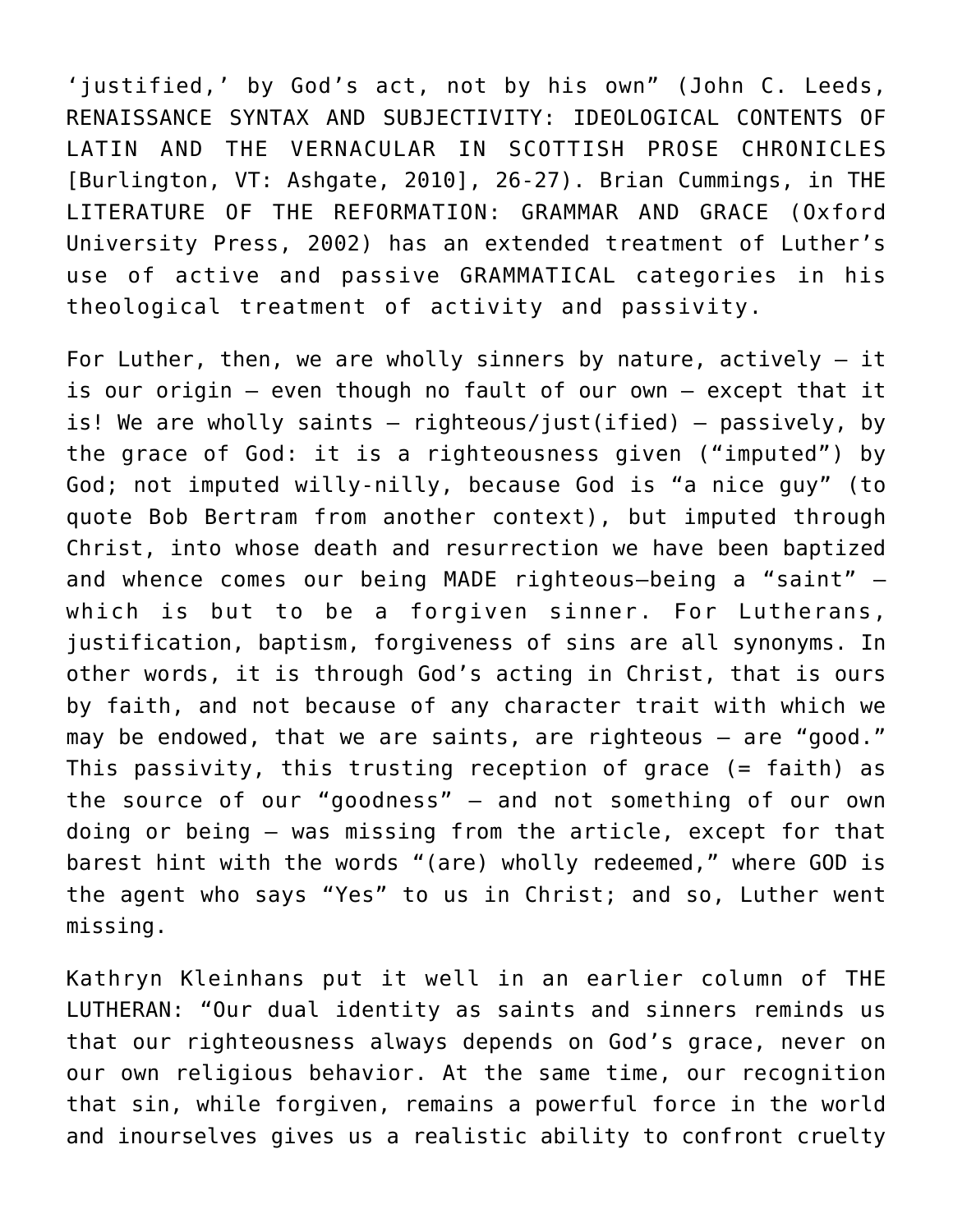'justified,' by God's act, not by his own" (John C. Leeds, RENAISSANCE SYNTAX AND SUBJECTIVITY: IDEOLOGICAL CONTENTS OF LATIN AND THE VERNACULAR IN SCOTTISH PROSE CHRONICLES [Burlington, VT: Ashgate, 2010], 26-27). Brian Cummings, in THE LITERATURE OF THE REFORMATION: GRAMMAR AND GRACE (Oxford University Press, 2002) has an extended treatment of Luther's use of active and passive GRAMMATICAL categories in his theological treatment of activity and passivity.

For Luther, then, we are wholly sinners by nature, actively – it is our origin – even though no fault of our own – except that it is! We are wholly saints – righteous/just(ified) – passively, by the grace of God: it is a righteousness given ("imputed") by God; not imputed willy-nilly, because God is "a nice guy" (to quote Bob Bertram from another context), but imputed through Christ, into whose death and resurrection we have been baptized and whence comes our being MADE righteous—being a "saint" – which is but to be a forgiven sinner. For Lutherans, justification, baptism, forgiveness of sins are all synonyms. In other words, it is through God's acting in Christ, that is ours by faith, and not because of any character trait with which we may be endowed, that we are saints, are righteous – are "good." This passivity, this trusting reception of grace (= faith) as the source of our "goodness" – and not something of our own doing or being – was missing from the article, except for that barest hint with the words "(are) wholly redeemed," where GOD is the agent who says "Yes" to us in Christ; and so, Luther went missing.

Kathryn Kleinhans put it well in an earlier column of THE LUTHERAN: "Our dual identity as saints and sinners reminds us that our righteousness always depends on God's grace, never on our own religious behavior. At the same time, our recognition that sin, while forgiven, remains a powerful force in the world and inourselves gives us a realistic ability to confront cruelty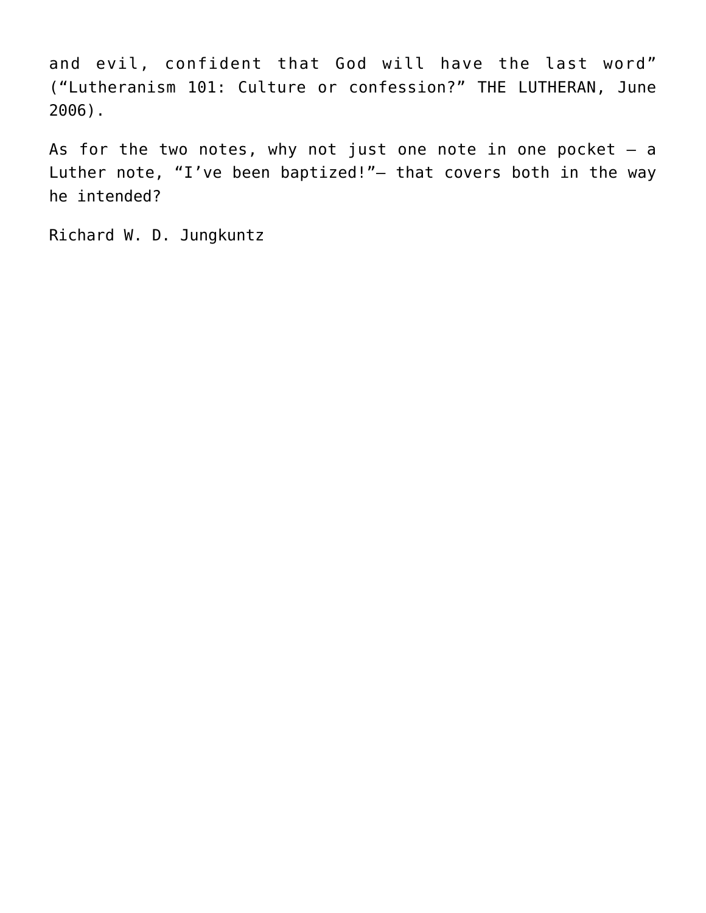and evil, confident that God will have the last word" ("Lutheranism 101: Culture or confession?" THE LUTHERAN, June 2006).

As for the two notes, why not just one note in one pocket – a Luther note, "I've been baptized!"– that covers both in the way he intended?

Richard W. D. Jungkuntz